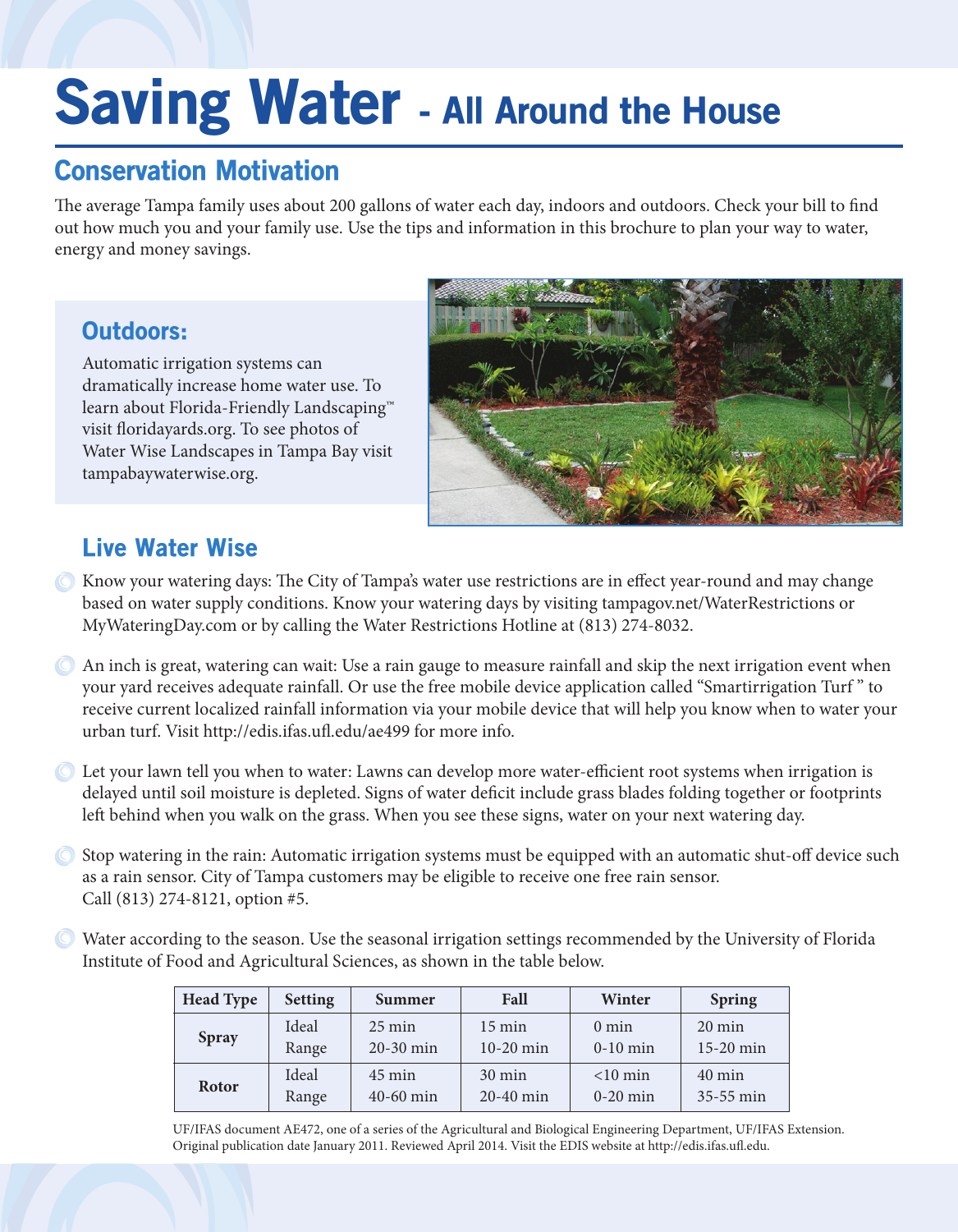# Saving Water - All Around the House

## Conservation Motivation

The average Tampa family uses about 200 gallons of water each day, indoors and outdoors. Check your bill to find out how much you and your family use. Use the tips and information in this brochure to plan your way to water, energy and money savings.

### Outdoors:

Automatic irrigation systems can dramatically increase home water use. To learn about Florida-Friendly Landscaping™ visit floridayards.org. To see photos of Water Wise Landscapes in Tampa Bay visit tampabaywaterwise.org.

### Live Water Wise

- Know your watering days: The City of Tampa's water use restrictions are in effect year-round and may change based on water supply conditions. Know your watering days by visiting tampagov.net/WaterRestrictions or MyWateringDay.com or by calling the Water Restrictions Hotline at (813) 274-8032.
- An inch is great, watering can wait: Use a rain gauge to measure rainfall and skip the next irrigation event when your yard receives adequate rainfall. Or use the free mobile device application called "Smartirrigation Turf " to receive current localized rainfall information via your mobile device that will help you know when to water your urban turf. Visit http://edis.ifas.ufl.edu/ae499 for more info.
- Let your lawn tell you when to water: Lawns can develop more water-efficient root systems when irrigation is delayed until soil moisture is depleted. Signs of water deficit include grass blades folding together or footprints left behind when you walk on the grass. When you see these signs, water on your next watering day.
- Stop watering in the rain: Automatic irrigation systems must be equipped with an automatic shut-off device such as a rain sensor. City of Tampa customers may be eligible to receive one free rain sensor. Call (813) 274-8121, option #5.
- Water according to the season. Use the seasonal irrigation settings recommended by the University of Florida Institute of Food and Agricultural Sciences, as shown in the table below.

| Head Type | Setting | Summer | Fall | Winter | Spring |
|---|---|---|---|---|---|
| Spray | Ideal | 25 min | 15 min | 0 min | 20 min |
| | Range | 20-30 min | 10-20 min | 0-10 min | 15-20 min |
| Rotor | Ideal | 45 min | 30 min | <10 min | 40 min |
| | Range | 40-60 min | 20-40 min | 0-20 min | 35-55 min |

UF/IFAS document AE472, one of a series of the Agricultural and Biological Engineering Department, UF/IFAS Extension. Original publication date January 2011. Reviewed April 2014. Visit the EDIS website at http://edis.ifas.ufl.edu.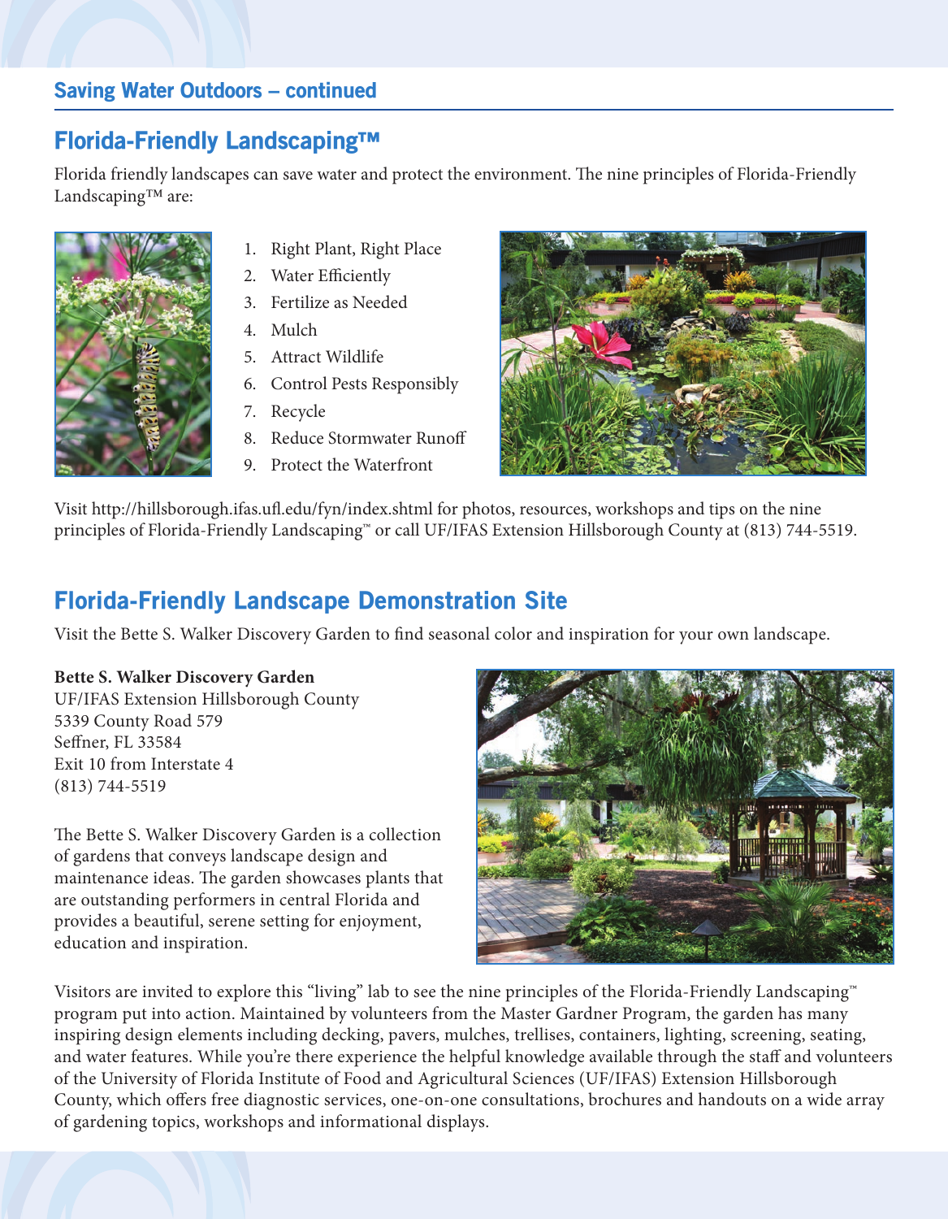## Saving Water Outdoors – continued

## Florida-Friendly Landscaping™

Florida friendly landscapes can save water and protect the environment. The nine principles of Florida-Friendly Landscaping™ are:

1. Right Plant, Right Place
2. Water Efficiently
3. Fertilize as Needed
4. Mulch
5. Attract Wildlife
6. Control Pests Responsibly
7. Recycle
8. Reduce Stormwater Runoff
9. Protect the Waterfront

Visit http://hillsborough.ifas.ufl.edu/fyn/index.shtml for photos, resources, workshops and tips on the nine principles of Florida-Friendly Landscaping™ or call UF/IFAS Extension Hillsborough County at (813) 744-5519.

## Florida-Friendly Landscape Demonstration Site

Visit the Bette S. Walker Discovery Garden to find seasonal color and inspiration for your own landscape.

**Bette S. Walker Discovery Garden**
UF/IFAS Extension Hillsborough County
5339 County Road 579
Seffner, FL 33584
Exit 10 from Interstate 4
(813) 744-5519

The Bette S. Walker Discovery Garden is a collection of gardens that conveys landscape design and maintenance ideas. The garden showcases plants that are outstanding performers in central Florida and provides a beautiful, serene setting for enjoyment, education and inspiration.

Visitors are invited to explore this "living" lab to see the nine principles of the Florida-Friendly Landscaping™ program put into action. Maintained by volunteers from the Master Gardner Program, the garden has many inspiring design elements including decking, pavers, mulches, trellises, containers, lighting, screening, seating, and water features. While you're there experience the helpful knowledge available through the staff and volunteers of the University of Florida Institute of Food and Agricultural Sciences (UF/IFAS) Extension Hillsborough County, which offers free diagnostic services, one-on-one consultations, brochures and handouts on a wide array of gardening topics, workshops and informational displays.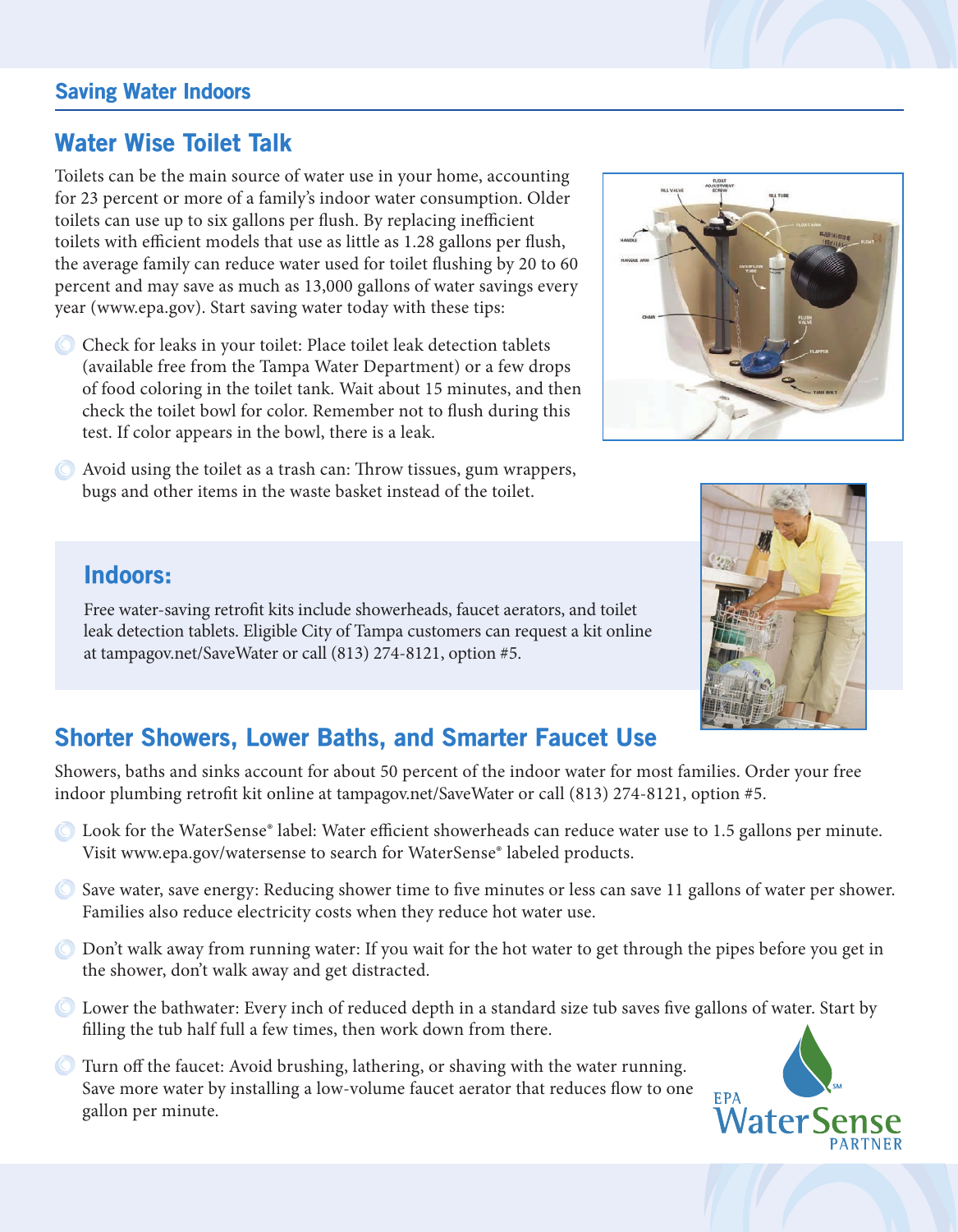## Saving Water Indoors

### Water Wise Toilet Talk

Toilets can be the main source of water use in your home, accounting for 23 percent or more of a family's indoor water consumption. Older toilets can use up to six gallons per flush. By replacing inefficient toilets with efficient models that use as little as 1.28 gallons per flush, the average family can reduce water used for toilet flushing by 20 to 60 percent and may save as much as 13,000 gallons of water savings every year (www.epa.gov). Start saving water today with these tips:

- Check for leaks in your toilet: Place toilet leak detection tablets (available free from the Tampa Water Department) or a few drops of food coloring in the toilet tank. Wait about 15 minutes, and then check the toilet bowl for color. Remember not to flush during this test. If color appears in the bowl, there is a leak.
- Avoid using the toilet as a trash can: Throw tissues, gum wrappers, bugs and other items in the waste basket instead of the toilet.

### Indoors:

Free water-saving retrofit kits include showerheads, faucet aerators, and toilet leak detection tablets. Eligible City of Tampa customers can request a kit online at tampagov.net/SaveWater or call (813) 274-8121, option #5.

### Shorter Showers, Lower Baths, and Smarter Faucet Use

Showers, baths and sinks account for about 50 percent of the indoor water for most families. Order your free indoor plumbing retrofit kit online at tampagov.net/SaveWater or call (813) 274-8121, option #5.

- Look for the WaterSense® label: Water efficient showerheads can reduce water use to 1.5 gallons per minute. Visit www.epa.gov/watersense to search for WaterSense® labeled products.
- Save water, save energy: Reducing shower time to five minutes or less can save 11 gallons of water per shower. Families also reduce electricity costs when they reduce hot water use.
- Don't walk away from running water: If you wait for the hot water to get through the pipes before you get in the shower, don't walk away and get distracted.
- Lower the bathwater: Every inch of reduced depth in a standard size tub saves five gallons of water. Start by filling the tub half full a few times, then work down from there.
- Turn off the faucet: Avoid brushing, lathering, or shaving with the water running. Save more water by installing a low-volume faucet aerator that reduces flow to one gallon per minute.

EPA WaterSense PARTNER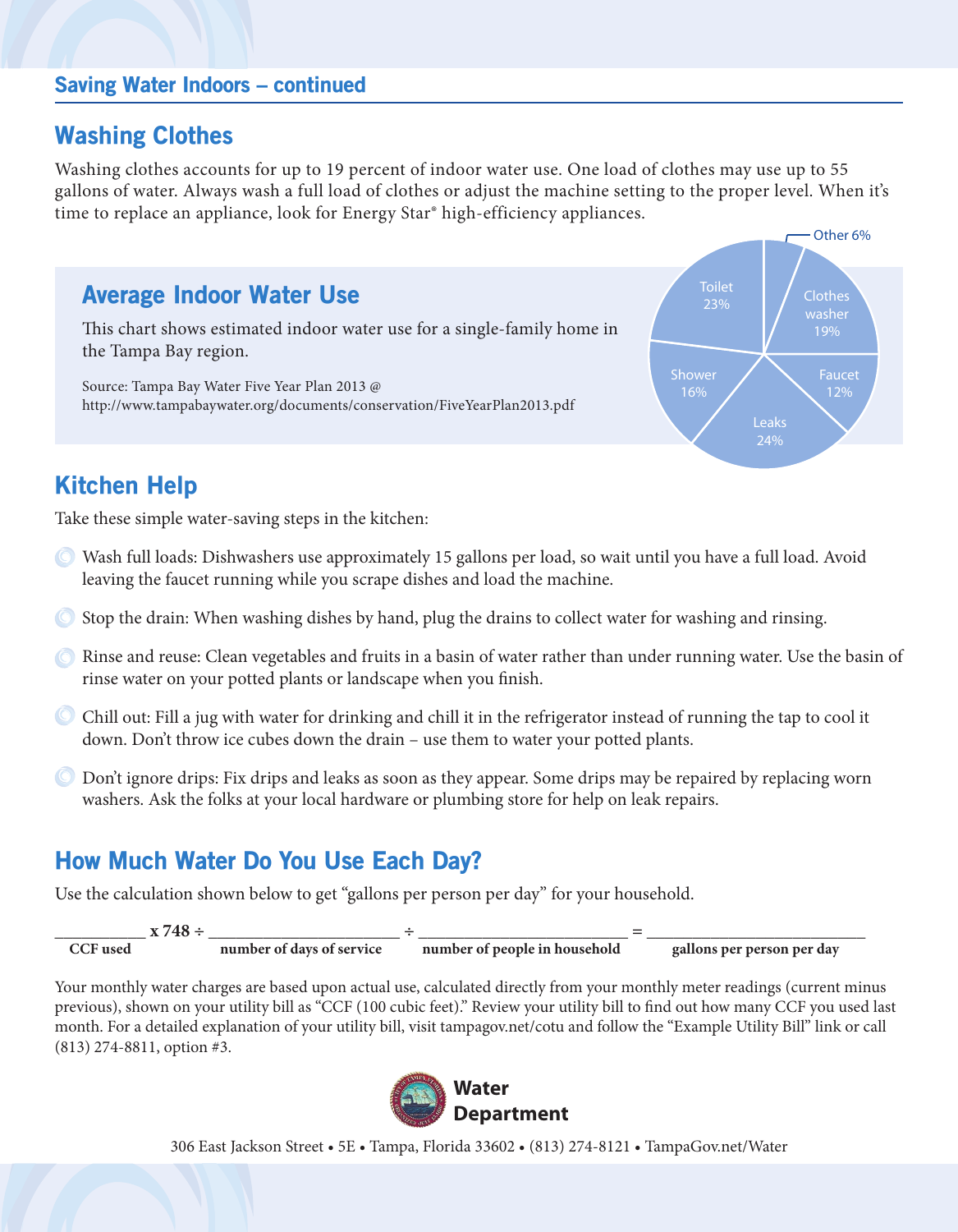## Saving Water Indoors – continued

## Washing Clothes

Washing clothes accounts for up to 19 percent of indoor water use. One load of clothes may use up to 55 gallons of water. Always wash a full load of clothes or adjust the machine setting to the proper level. When it's time to replace an appliance, look for Energy Star® high-efficiency appliances.

### Average Indoor Water Use

This chart shows estimated indoor water use for a single-family home in the Tampa Bay region.

Source: Tampa Bay Water Five Year Plan 2013 @ http://www.tampabaywater.org/documents/conservation/FiveYearPlan2013.pdf

Other 6%
Clothes washer 19%
Faucet 12%
Leaks 24%
Shower 16%
Toilet 23%

## Kitchen Help

Take these simple water-saving steps in the kitchen:

- Wash full loads: Dishwashers use approximately 15 gallons per load, so wait until you have a full load. Avoid leaving the faucet running while you scrape dishes and load the machine.
- Stop the drain: When washing dishes by hand, plug the drains to collect water for washing and rinsing.
- Rinse and reuse: Clean vegetables and fruits in a basin of water rather than under running water. Use the basin of rinse water on your potted plants or landscape when you finish.
- Chill out: Fill a jug with water for drinking and chill it in the refrigerator instead of running the tap to cool it down. Don't throw ice cubes down the drain – use them to water your potted plants.
- Don't ignore drips: Fix drips and leaks as soon as they appear. Some drips may be repaired by replacing worn washers. Ask the folks at your local hardware or plumbing store for help on leak repairs.

## How Much Water Do You Use Each Day?

Use the calculation shown below to get "gallons per person per day" for your household.

__________ **x 748 ÷** ____________________ **÷** ____________________ **=** ____________________

**CCF used** | **number of days of service** | **number of people in household** | **gallons per person per day**

Your monthly water charges are based upon actual use, calculated directly from your monthly meter readings (current minus previous), shown on your utility bill as "CCF (100 cubic feet)." Review your utility bill to find out how many CCF you used last month. For a detailed explanation of your utility bill, visit tampagov.net/cotu and follow the "Example Utility Bill" link or call (813) 274-8811, option #3.

**Water Department**

306 East Jackson Street • 5E • Tampa, Florida 33602 • (813) 274-8121 • TampaGov.net/Water